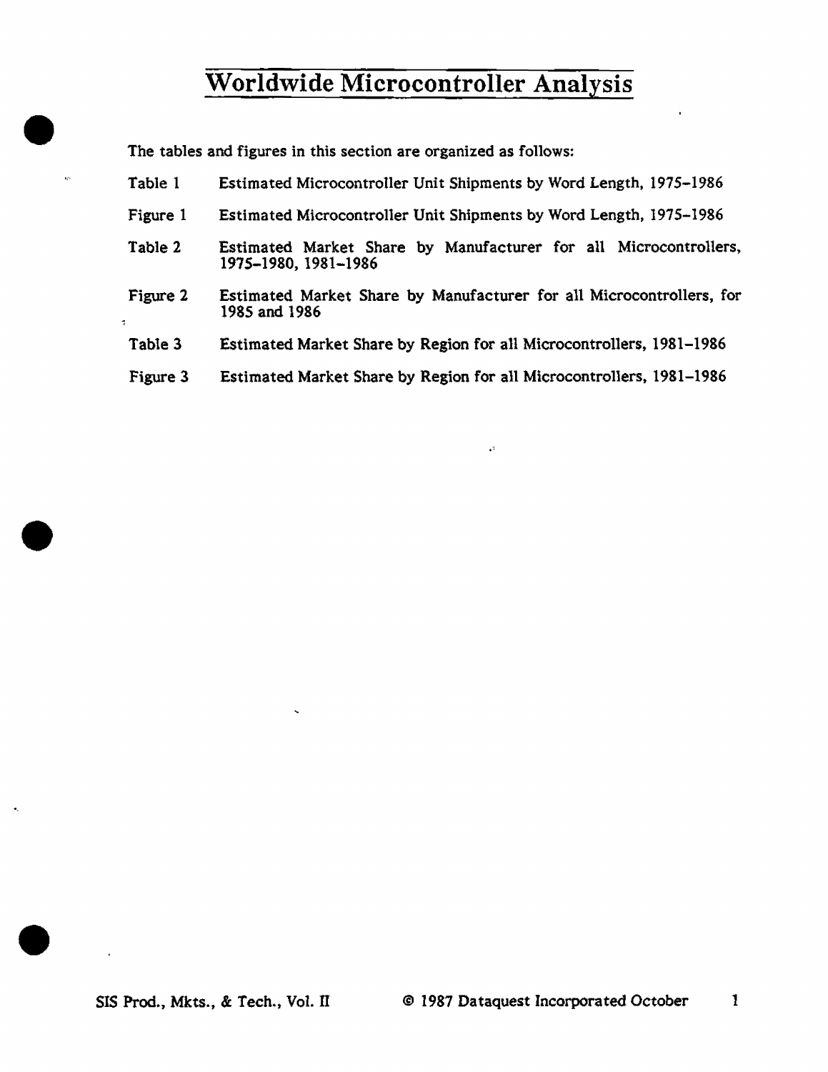# Worldwide Microcontroller Analysis

The tables and figures in this section are organized as follows:

| | |
|---|---|
| Table 1 | Estimated Microcontroller Unit Shipments by Word Length, 1975–1986 |
| Figure 1 | Estimated Microcontroller Unit Shipments by Word Length, 1975–1986 |
| Table 2 | Estimated Market Share by Manufacturer for all Microcontrollers, 1975–1980, 1981–1986 |
| Figure 2 | Estimated Market Share by Manufacturer for all Microcontrollers, for 1985 and 1986 |
| Table 3 | Estimated Market Share by Region for all Microcontrollers, 1981–1986 |
| Figure 3 | Estimated Market Share by Region for all Microcontrollers, 1981–1986 |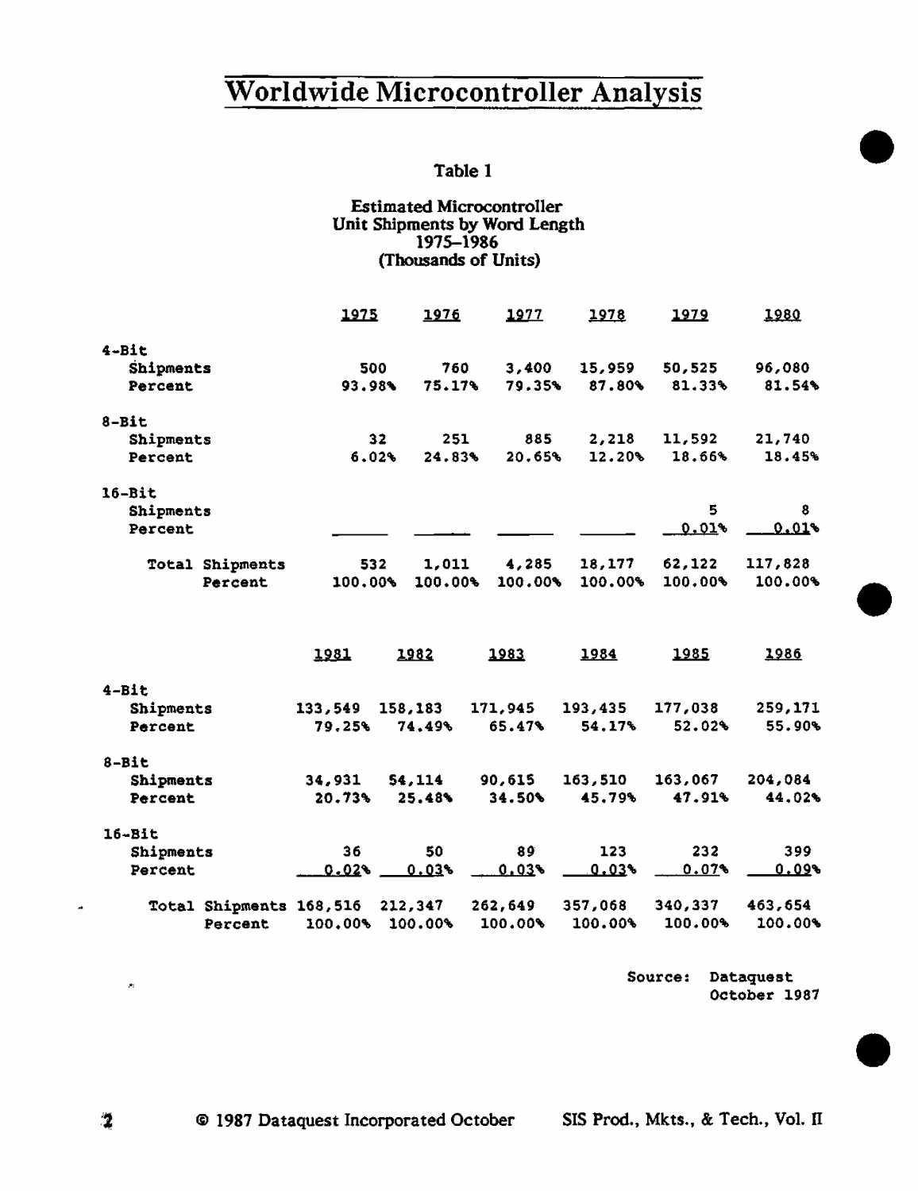# Worldwide Microcontroller Analysis

### Table 1

**Estimated Microcontroller Unit Shipments by Word Length 1975–1986 (Thousands of Units)**

| | 1975 | 1976 | 1977 | 1978 | 1979 | 1980 |
|---|---|---|---|---|---|---|
| **4-Bit** | | | | | | |
| Shipments | 500 | 760 | 3,400 | 15,959 | 50,525 | 96,080 |
| Percent | 93.98% | 75.17% | 79.35% | 87.80% | 81.33% | 81.54% |
| **8-Bit** | | | | | | |
| Shipments | 32 | 251 | 885 | 2,218 | 11,592 | 21,740 |
| Percent | 6.02% | 24.83% | 20.65% | 12.20% | 18.66% | 18.45% |
| **16-Bit** | | | | | | |
| Shipments | | | | | 5 | 8 |
| Percent | | | | | 0.01% | 0.01% |
| Total Shipments | 532 | 1,011 | 4,285 | 18,177 | 62,122 | 117,828 |
| Percent | 100.00% | 100.00% | 100.00% | 100.00% | 100.00% | 100.00% |

| | 1981 | 1982 | 1983 | 1984 | 1985 | 1986 |
|---|---|---|---|---|---|---|
| **4-Bit** | | | | | | |
| Shipments | 133,549 | 158,183 | 171,945 | 193,435 | 177,038 | 259,171 |
| Percent | 79.25% | 74.49% | 65.47% | 54.17% | 52.02% | 55.90% |
| **8-Bit** | | | | | | |
| Shipments | 34,931 | 54,114 | 90,615 | 163,510 | 163,067 | 204,084 |
| Percent | 20.73% | 25.48% | 34.50% | 45.79% | 47.91% | 44.02% |
| **16-Bit** | | | | | | |
| Shipments | 36 | 50 | 89 | 123 | 232 | 399 |
| Percent | 0.02% | 0.03% | 0.03% | 0.03% | 0.07% | 0.09% |
| Total Shipments | 168,516 | 212,347 | 262,649 | 357,068 | 340,337 | 463,654 |
| Percent | 100.00% | 100.00% | 100.00% | 100.00% | 100.00% | 100.00% |

Source: Dataquest
October 1987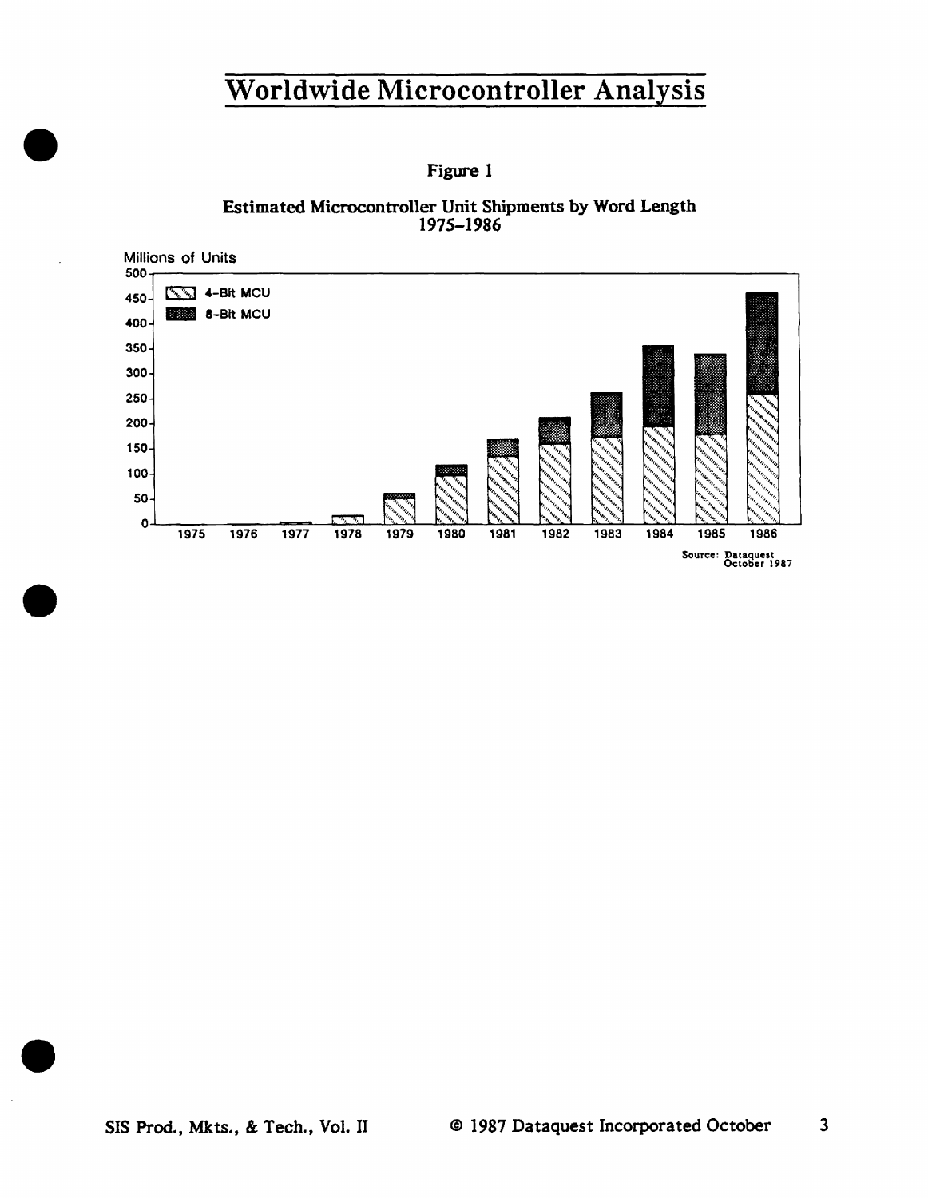# Worldwide Microcontroller Analysis

Figure 1

Estimated Microcontroller Unit Shipments by Word Length
1975–1986

Millions of Units

4-Bit MCU
8-Bit MCU

Source: Dataquest
October 1987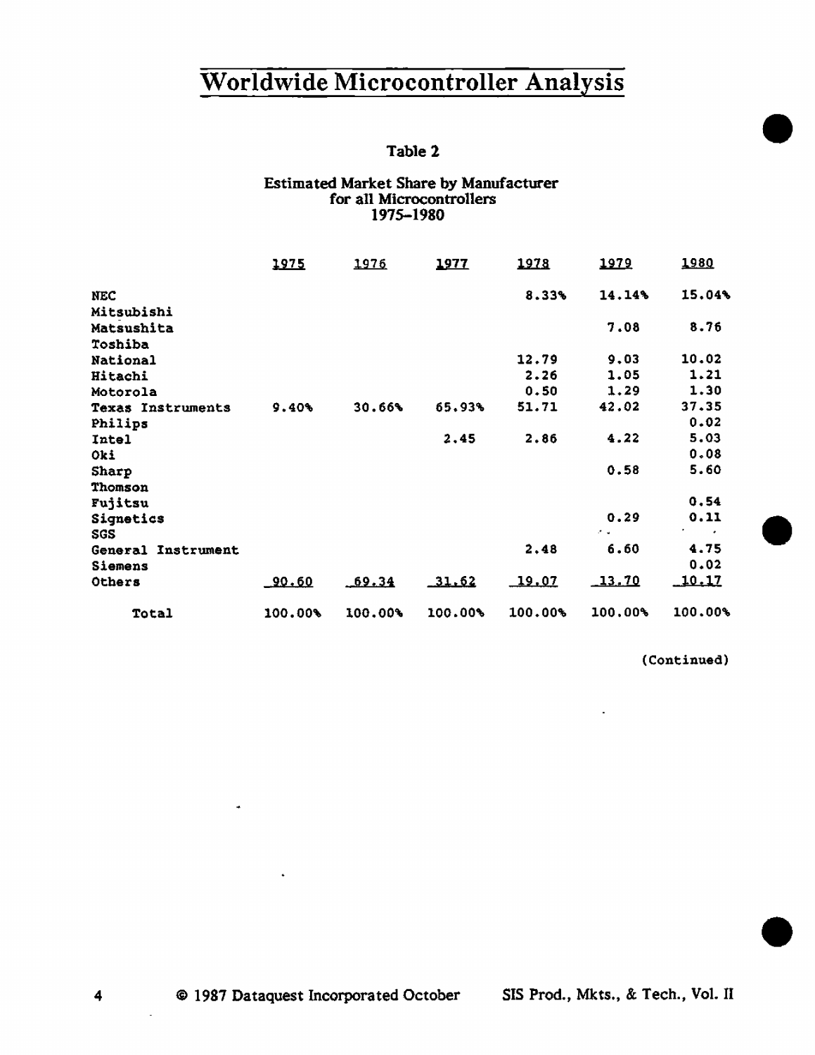# Worldwide Microcontroller Analysis

### Table 2

**Estimated Market Share by Manufacturer for all Microcontrollers 1975–1980**

| | 1975 | 1976 | 1977 | 1978 | 1979 | 1980 |
|---|---|---|---|---|---|---|
| NEC | | | | 8.33% | 14.14% | 15.04% |
| Mitsubishi | | | | | | |
| Matsushita | | | | | 7.08 | 8.76 |
| Toshiba | | | | | | |
| National | | | | 12.79 | 9.03 | 10.02 |
| Hitachi | | | | 2.26 | 1.05 | 1.21 |
| Motorola | | | | 0.50 | 1.29 | 1.30 |
| Texas Instruments | 9.40% | 30.66% | 65.93% | 51.71 | 42.02 | 37.35 |
| Philips | | | | | | 0.02 |
| Intel | | | 2.45 | 2.86 | 4.22 | 5.03 |
| Oki | | | | | | 0.08 |
| Sharp | | | | | 0.58 | 5.60 |
| Thomson | | | | | | |
| Fujitsu | | | | | | 0.54 |
| Signetics | | | | | 0.29 | 0.11 |
| SGS | | | | | | |
| General Instrument | | | | 2.48 | 6.60 | 4.75 |
| Siemens | | | | | | 0.02 |
| Others | 90.60 | 69.34 | 31.62 | 19.07 | 13.70 | 10.17 |
| Total | 100.00% | 100.00% | 100.00% | 100.00% | 100.00% | 100.00% |

(Continued)

© 1987 Dataquest Incorporated October SIS Prod., Mkts., & Tech., Vol. II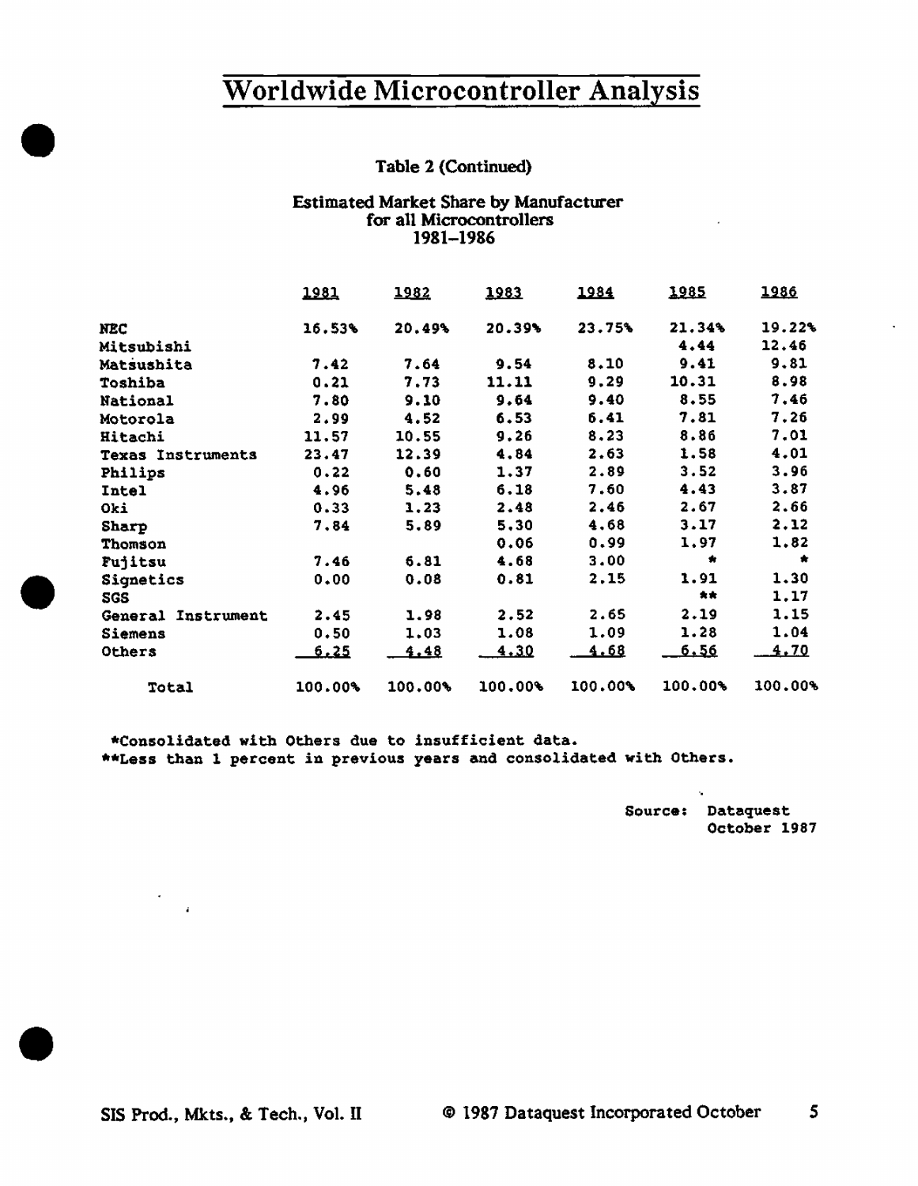# Worldwide Microcontroller Analysis

Table 2 (Continued)

Estimated Market Share by Manufacturer
for all Microcontrollers
1981–1986

| | 1981 | 1982 | 1983 | 1984 | 1985 | 1986 |
|---|---|---|---|---|---|---|
| NEC | 16.53% | 20.49% | 20.39% | 23.75% | 21.34% | 19.22% |
| Mitsubishi | | | | | 4.44 | 12.46 |
| Matsushita | 7.42 | 7.64 | 9.54 | 8.10 | 9.41 | 9.81 |
| Toshiba | 0.21 | 7.73 | 11.11 | 9.29 | 10.31 | 8.98 |
| National | 7.80 | 9.10 | 9.64 | 9.40 | 8.55 | 7.46 |
| Motorola | 2.99 | 4.52 | 6.53 | 6.41 | 7.81 | 7.26 |
| Hitachi | 11.57 | 10.55 | 9.26 | 8.23 | 8.86 | 7.01 |
| Texas Instruments | 23.47 | 12.39 | 4.84 | 2.63 | 1.58 | 4.01 |
| Philips | 0.22 | 0.60 | 1.37 | 2.89 | 3.52 | 3.96 |
| Intel | 4.96 | 5.48 | 6.18 | 7.60 | 4.43 | 3.87 |
| Oki | 0.33 | 1.23 | 2.48 | 2.46 | 2.67 | 2.66 |
| Sharp | 7.84 | 5.89 | 5.30 | 4.68 | 3.17 | 2.12 |
| Thomson | | | 0.06 | 0.99 | 1.97 | 1.82 |
| Fujitsu | 7.46 | 6.81 | 4.68 | 3.00 | * | * |
| Signetics | 0.00 | 0.08 | 0.81 | 2.15 | 1.91 | 1.30 |
| SGS | | | | | ** | 1.17 |
| General Instrument | 2.45 | 1.98 | 2.52 | 2.65 | 2.19 | 1.15 |
| Siemens | 0.50 | 1.03 | 1.08 | 1.09 | 1.28 | 1.04 |
| Others | 6.25 | 4.48 | 4.30 | 4.68 | 6.56 | 4.70 |
| Total | 100.00% | 100.00% | 100.00% | 100.00% | 100.00% | 100.00% |

*Consolidated with Others due to insufficient data.
**Less than 1 percent in previous years and consolidated with Others.

Source: Dataquest
October 1987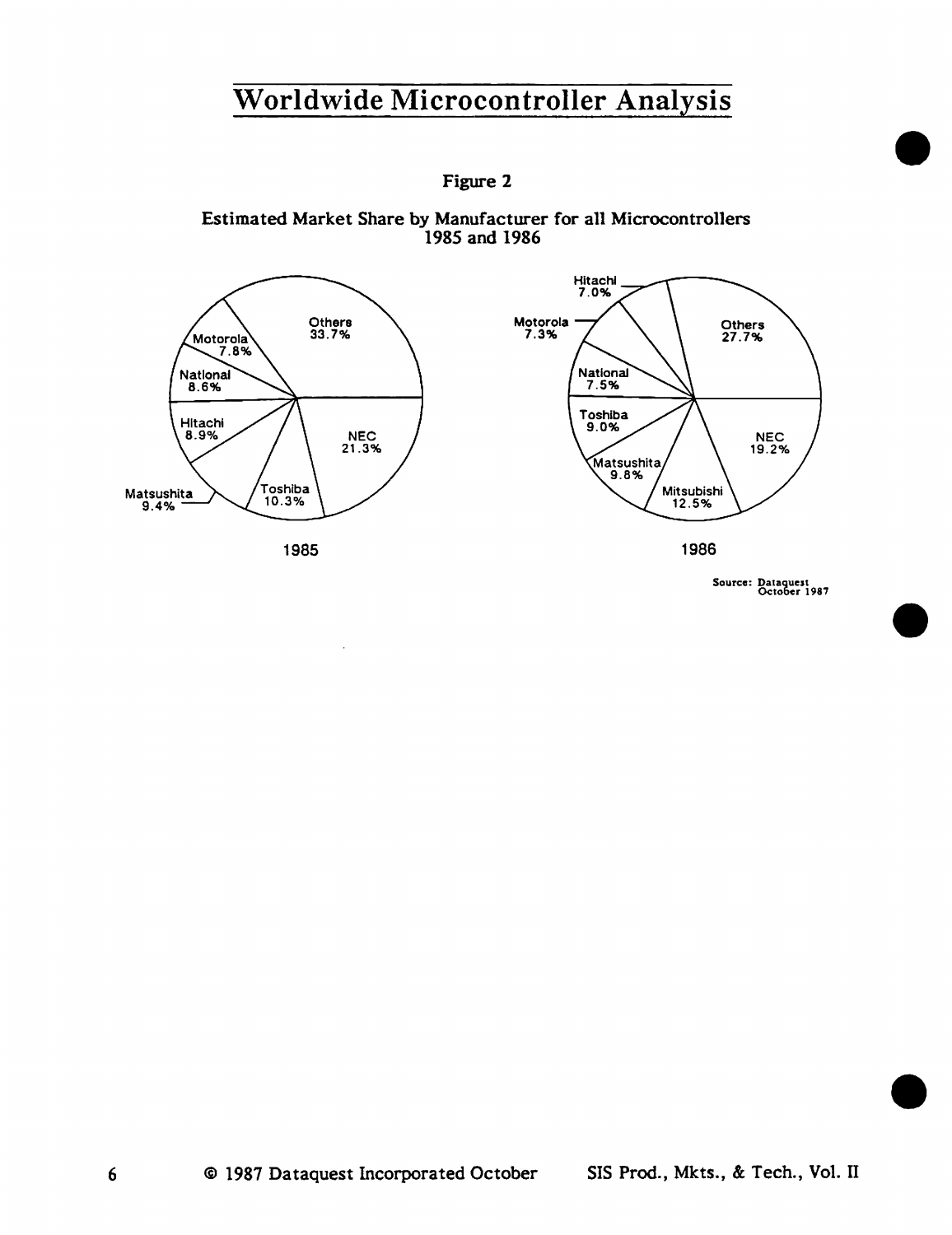# Worldwide Microcontroller Analysis

**Figure 2**

**Estimated Market Share by Manufacturer for all Microcontrollers 1985 and 1986**

**1985**

| Manufacturer | Share |
|---|---|
| NEC | 21.3% |
| Toshiba | 10.3% |
| Matsushita | 9.4% |
| Hitachi | 8.9% |
| National | 8.6% |
| Motorola | 7.8% |
| Others | 33.7% |

**1986**

| Manufacturer | Share |
|---|---|
| NEC | 19.2% |
| Mitsubishi | 12.5% |
| Matsushita | 9.8% |
| Toshiba | 9.0% |
| National | 7.5% |
| Motorola | 7.3% |
| Hitachi | 7.0% |
| Others | 27.7% |

Source: Dataquest October 1987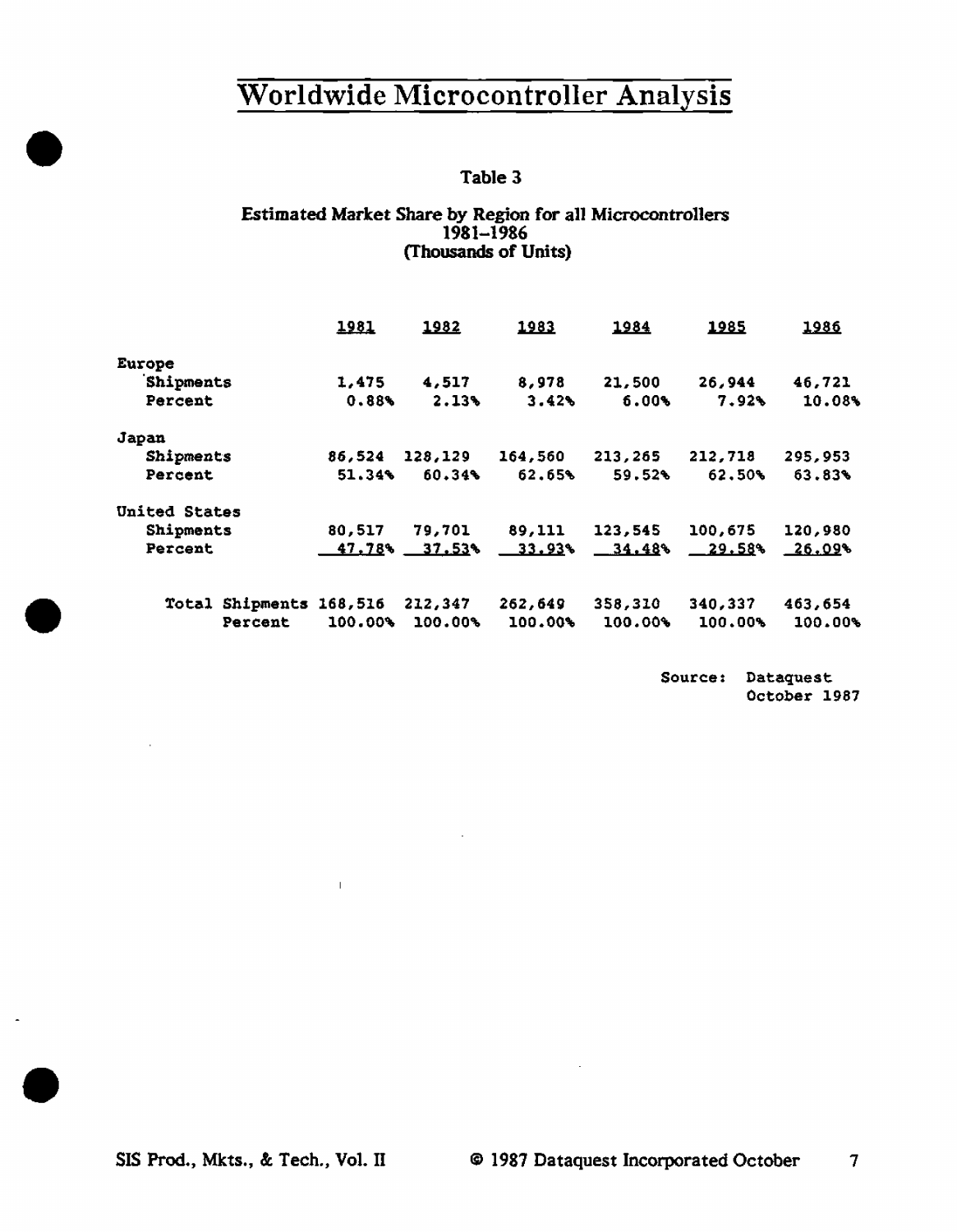# Worldwide Microcontroller Analysis

Table 3

Estimated Market Share by Region for all Microcontrollers
1981–1986
(Thousands of Units)

| | 1981 | 1982 | 1983 | 1984 | 1985 | 1986 |
|---|---|---|---|---|---|---|
| **Europe** | | | | | | |
| Shipments | 1,475 | 4,517 | 8,978 | 21,500 | 26,944 | 46,721 |
| Percent | 0.88% | 2.13% | 3.42% | 6.00% | 7.92% | 10.08% |
| **Japan** | | | | | | |
| Shipments | 86,524 | 128,129 | 164,560 | 213,265 | 212,718 | 295,953 |
| Percent | 51.34% | 60.34% | 62.65% | 59.52% | 62.50% | 63.83% |
| **United States** | | | | | | |
| Shipments | 80,517 | 79,701 | 89,111 | 123,545 | 100,675 | 120,980 |
| Percent | 47.78% | 37.53% | 33.93% | 34.48% | 29.58% | 26.09% |
| Total Shipments | 168,516 | 212,347 | 262,649 | 358,310 | 340,337 | 463,654 |
| Percent | 100.00% | 100.00% | 100.00% | 100.00% | 100.00% | 100.00% |

Source: Dataquest
October 1987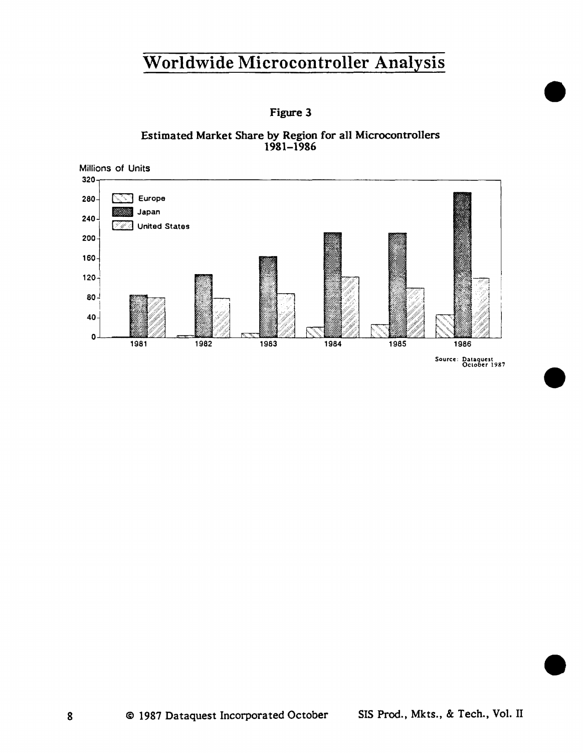# Worldwide Microcontroller Analysis

**Figure 3**

**Estimated Market Share by Region for all Microcontrollers 1981–1986**

Millions of Units

320
280
240
200
160
120
80
40
0

Europe
Japan
United States

1981
1982
1983
1984
1985
1986

Source: Dataquest October 1987